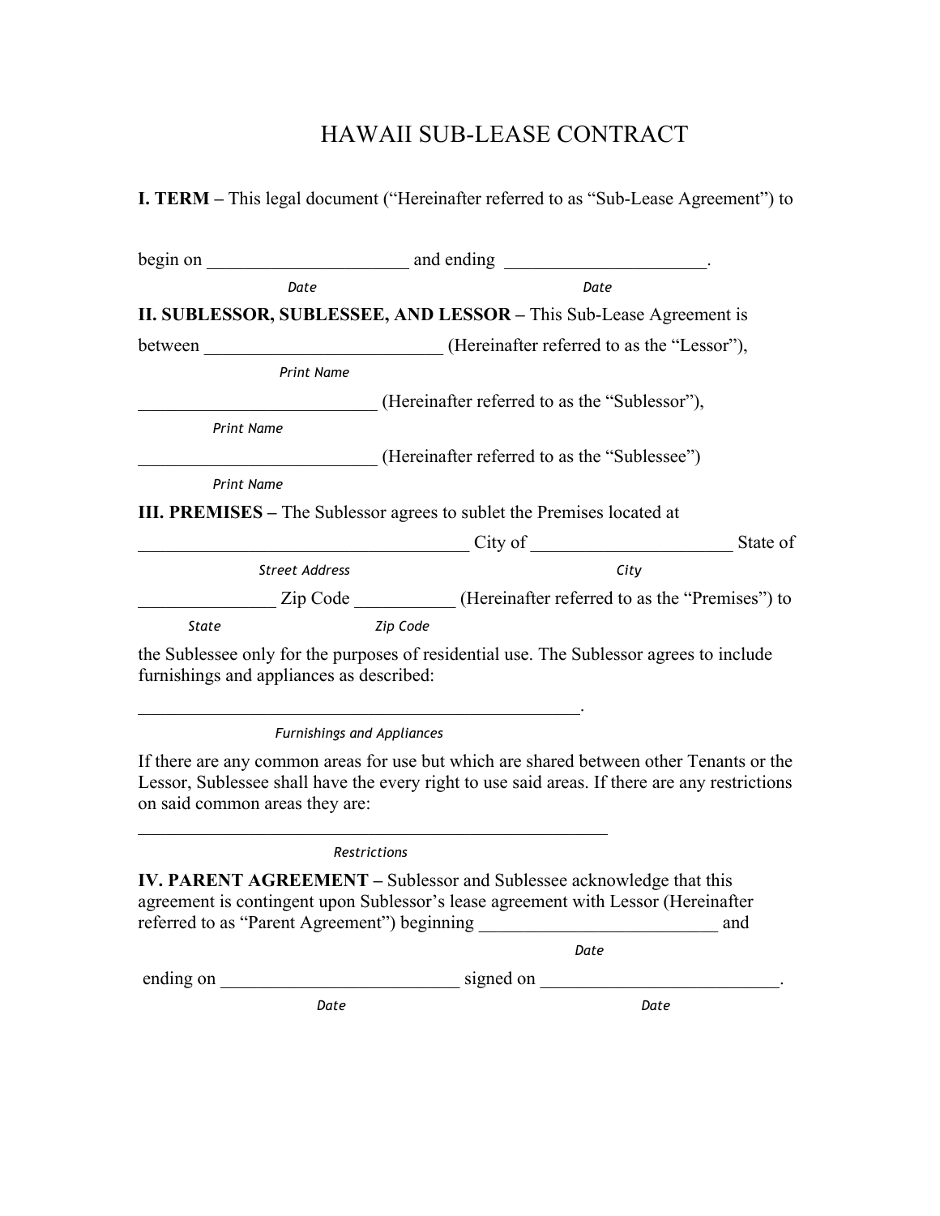# HAWAII SUB-LEASE CONTRACT

**I. TERM –** This legal document ("Hereinafter referred to as "Sub-Lease Agreement") to

begin on ______________________ and ending ______________________.
*Date* *Date*

**II. SUBLESSOR, SUBLESSEE, AND LESSOR –** This Sub-Lease Agreement is

between __________________________ (Hereinafter referred to as the "Lessor"),
*Print Name*

__________________________ (Hereinafter referred to as the "Sublessor"),
*Print Name*

__________________________ (Hereinafter referred to as the "Sublessee")
*Print Name*

**III. PREMISES –** The Sublessor agrees to sublet the Premises located at

____________________________________ City of ______________________ State of
*Street Address* *City*

_______________ Zip Code ___________ (Hereinafter referred to as the "Premises") to
*State* *Zip Code*

the Sublessee only for the purposes of residential use. The Sublessor agrees to include furnishings and appliances as described:

_________________________________________________.
*Furnishings and Appliances*

If there are any common areas for use but which are shared between other Tenants or the Lessor, Sublessee shall have the every right to use said areas. If there are any restrictions on said common areas they are:

____________________________________________________
*Restrictions*

**IV. PARENT AGREEMENT –** Sublessor and Sublessee acknowledge that this agreement is contingent upon Sublessor's lease agreement with Lessor (Hereinafter referred to as "Parent Agreement") beginning __________________________ and
*Date*

ending on __________________________ signed on __________________________.
*Date* *Date*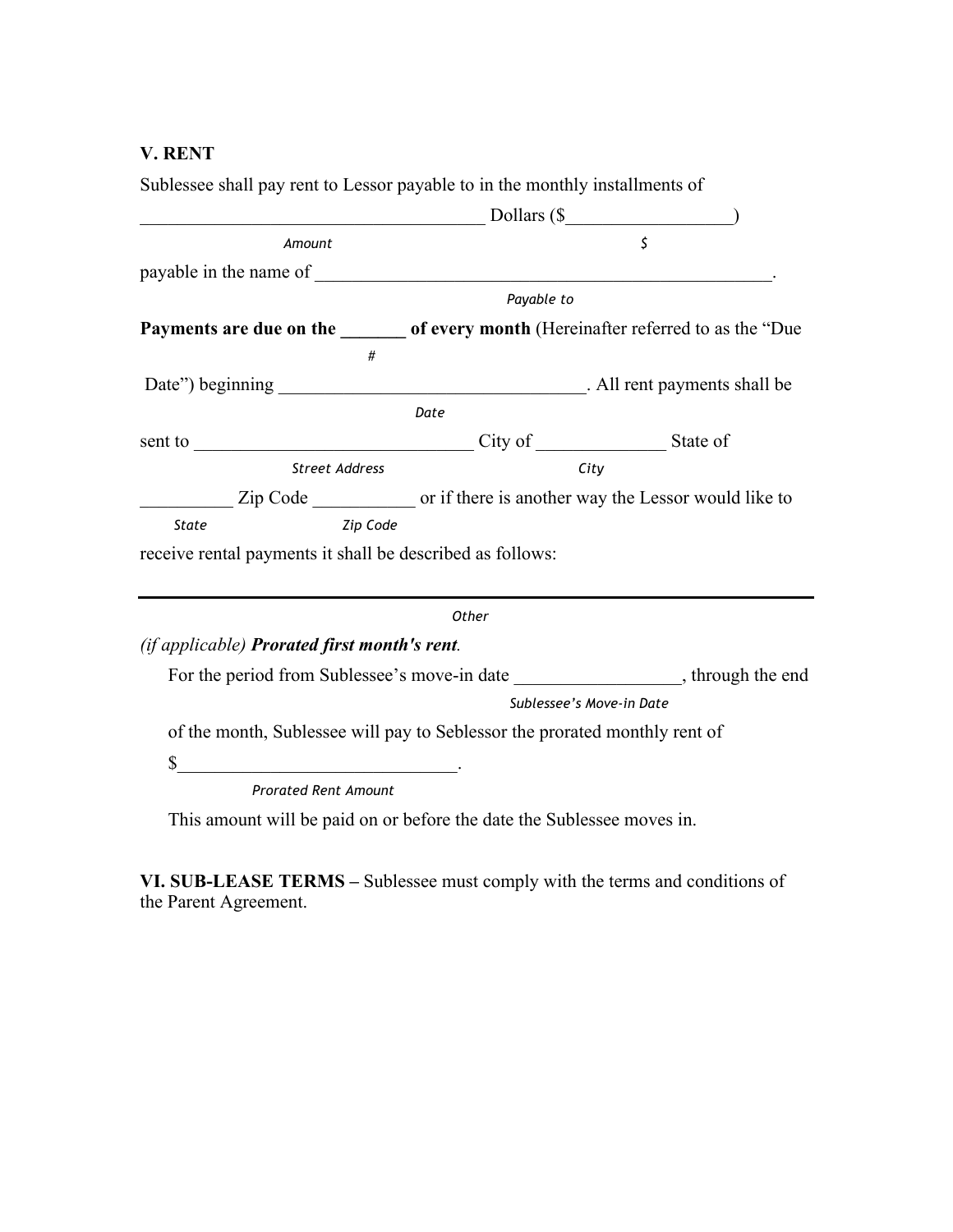**V. RENT**

Sublessee shall pay rent to Lessor payable to in the monthly installments of

_____________________________________ Dollars ($_________________)

*Amount* *$*

payable in the name of ________________________________________________.

*Payable to*

**Payments are due on the _______ of every month** (Hereinafter referred to as the "Due

*#*

Date") beginning _________________________________. All rent payments shall be

*Date*

sent to ______________________________ City of ______________ State of

*Street Address* *City*

__________ Zip Code ___________ or if there is another way the Lessor would like to

*State* *Zip Code*

receive rental payments it shall be described as follows:

---

*Other*

*(if applicable)* ***Prorated first month's rent****.*

For the period from Sublessee's move-in date _________________, through the end

*Sublessee's Move-in Date*

of the month, Sublessee will pay to Seblessor the prorated monthly rent of

$_____________________________.

*Prorated Rent Amount*

This amount will be paid on or before the date the Sublessee moves in.

**VI. SUB-LEASE TERMS –** Sublessee must comply with the terms and conditions of the Parent Agreement.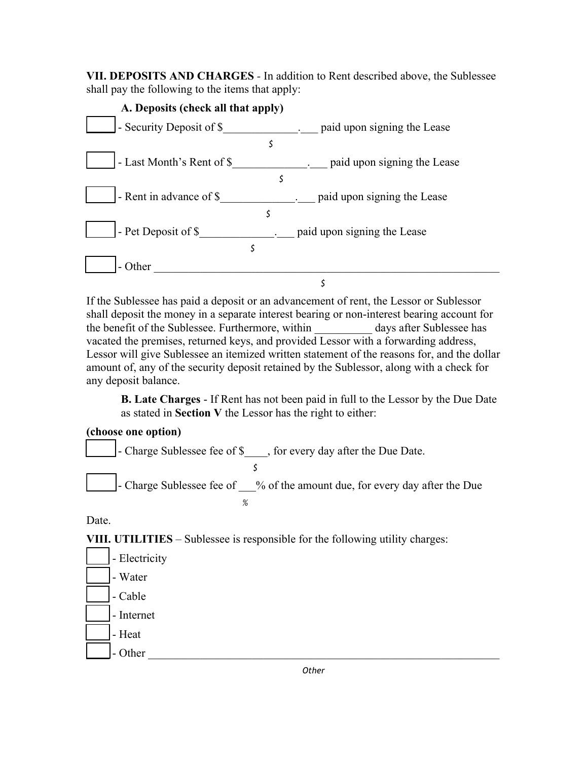**VII. DEPOSITS AND CHARGES** - In addition to Rent described above, the Sublessee shall pay the following to the items that apply:

**A. Deposits (check all that apply)**

☐ - Security Deposit of $_____________.___ paid upon signing the Lease

☐ - Last Month's Rent of $_____________.___ paid upon signing the Lease

☐ - Rent in advance of $_____________.___ paid upon signing the Lease

☐ - Pet Deposit of $_____________.___ paid upon signing the Lease

☐ - Other ______________________________________________________________

If the Sublessee has paid a deposit or an advancement of rent, the Lessor or Sublessor shall deposit the money in a separate interest bearing or non-interest bearing account for the benefit of the Sublessee. Furthermore, within __________ days after Sublessee has vacated the premises, returned keys, and provided Lessor with a forwarding address, Lessor will give Sublessee an itemized written statement of the reasons for, and the dollar amount of, any of the security deposit retained by the Sublessor, along with a check for any deposit balance.

**B. Late Charges** - If Rent has not been paid in full to the Lessor by the Due Date as stated in **Section V** the Lessor has the right to either:

**(choose one option)**

☐ - Charge Sublessee fee of $____, for every day after the Due Date.

☐ - Charge Sublessee fee of ___% of the amount due, for every day after the Due Date.

**VIII. UTILITIES** – Sublessee is responsible for the following utility charges:

☐ - Electricity

☐ - Water

☐ - Cable

☐ - Internet

☐ - Heat

☐ - Other ______________________________________________________________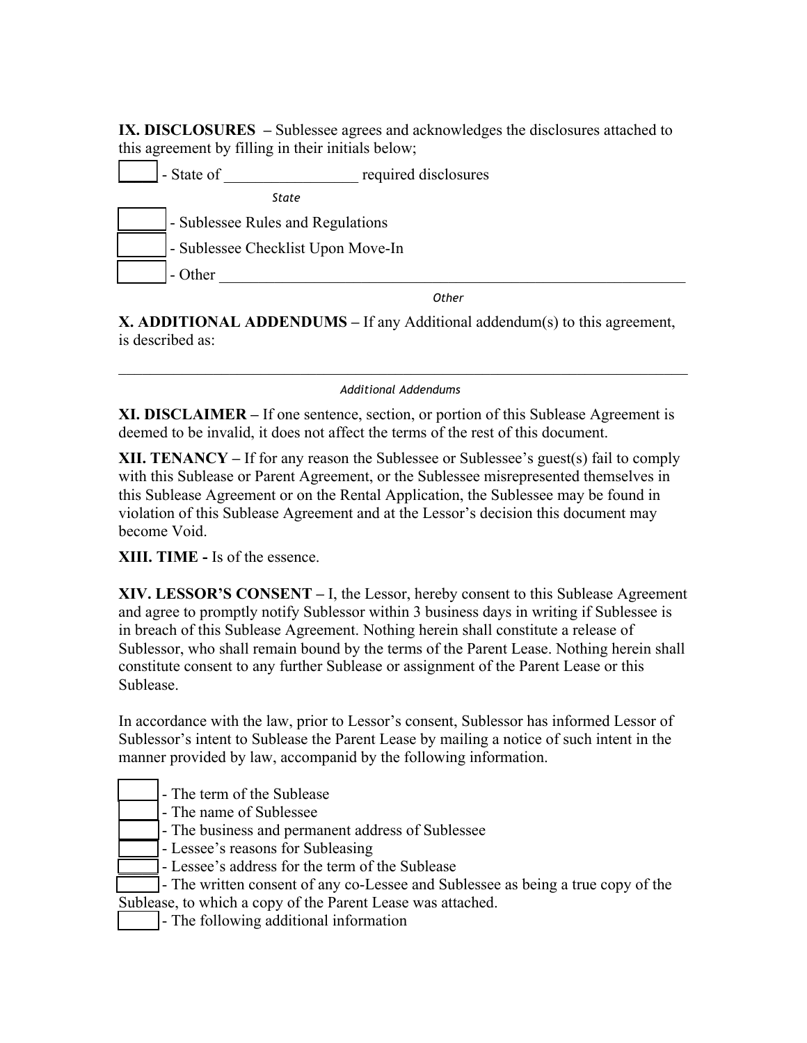**IX. DISCLOSURES** – Sublessee agrees and acknowledges the disclosures attached to this agreement by filling in their initials below;

[____] - State of _________________ required disclosures
*State*

[____] - Sublessee Rules and Regulations

[____] - Sublessee Checklist Upon Move-In

[____] - Other _______________________________________________________________
*Other*

**X. ADDITIONAL ADDENDUMS** – If any Additional addendum(s) to this agreement, is described as:

_______________________________________________________________________________
*Additional Addendums*

**XI. DISCLAIMER** – If one sentence, section, or portion of this Sublease Agreement is deemed to be invalid, it does not affect the terms of the rest of this document.

**XII. TENANCY** – If for any reason the Sublessee or Sublessee's guest(s) fail to comply with this Sublease or Parent Agreement, or the Sublessee misrepresented themselves in this Sublease Agreement or on the Rental Application, the Sublessee may be found in violation of this Sublease Agreement and at the Lessor's decision this document may become Void.

**XIII. TIME -** Is of the essence.

**XIV. LESSOR'S CONSENT** – I, the Lessor, hereby consent to this Sublease Agreement and agree to promptly notify Sublessor within 3 business days in writing if Sublessee is in breach of this Sublease Agreement. Nothing herein shall constitute a release of Sublessor, who shall remain bound by the terms of the Parent Lease. Nothing herein shall constitute consent to any further Sublease or assignment of the Parent Lease or this Sublease.

In accordance with the law, prior to Lessor's consent, Sublessor has informed Lessor of Sublessor's intent to Sublease the Parent Lease by mailing a notice of such intent in the manner provided by law, accompanid by the following information.

[____] - The term of the Sublease
[____] - The name of Sublessee
[____] - The business and permanent address of Sublessee
[____] - Lessee's reasons for Subleasing
[____] - Lessee's address for the term of the Sublease
[____] - The written consent of any co-Lessee and Sublessee as being a true copy of the Sublease, to which a copy of the Parent Lease was attached.
[____] - The following additional information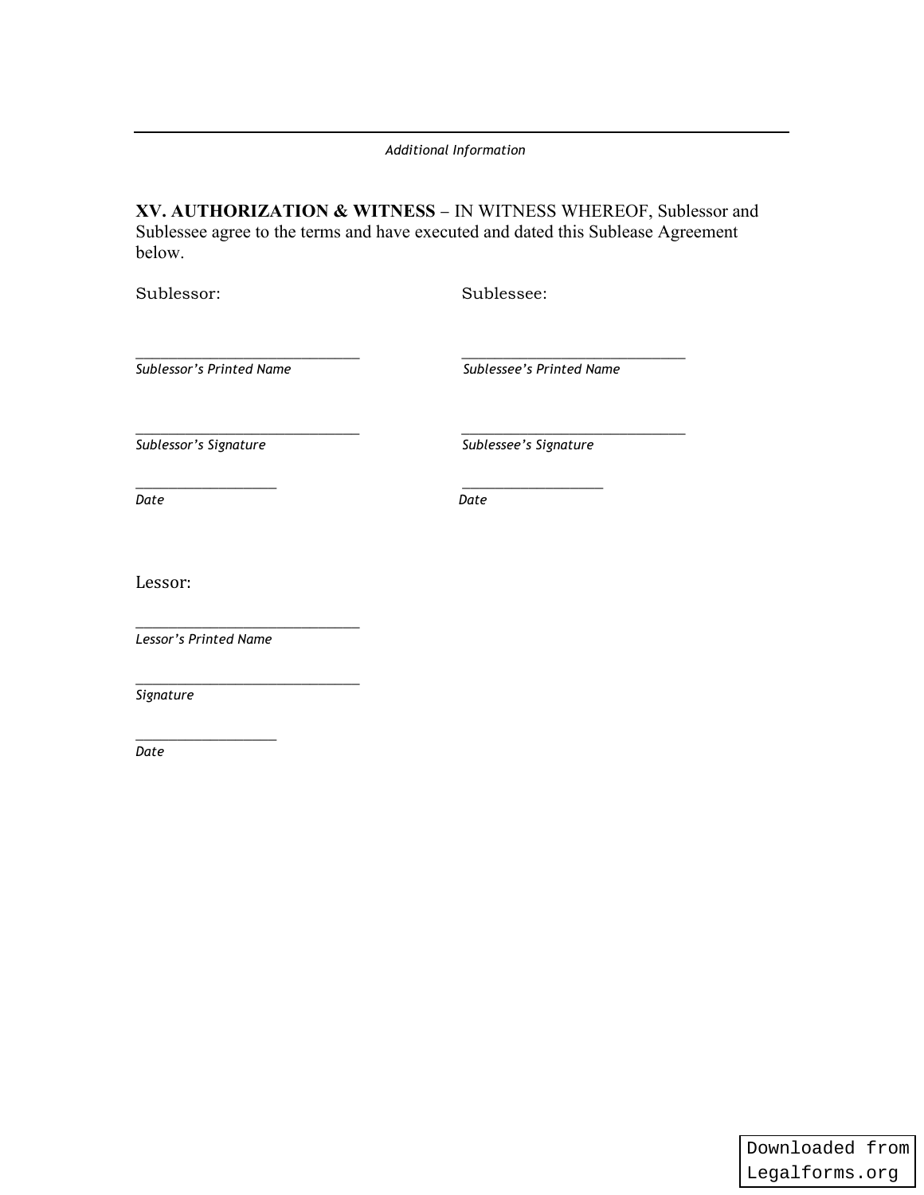---

*Additional Information*

**XV. AUTHORIZATION & WITNESS** – IN WITNESS WHEREOF, Sublessor and Sublessee agree to the terms and have executed and dated this Sublease Agreement below.

| Sublessor: | Sublessee: |
|---|---|
| ______________________________ | ______________________________ |
| *Sublessor's Printed Name* | *Sublessee's Printed Name* |
| ______________________________ | ______________________________ |
| *Sublessor's Signature* | *Sublessee's Signature* |
| ____________________ | ____________________ |
| *Date* | *Date* |

Lessor:

______________________________
*Lessor's Printed Name*

______________________________
*Signature*

____________________
*Date*

Downloaded from Legalforms.org